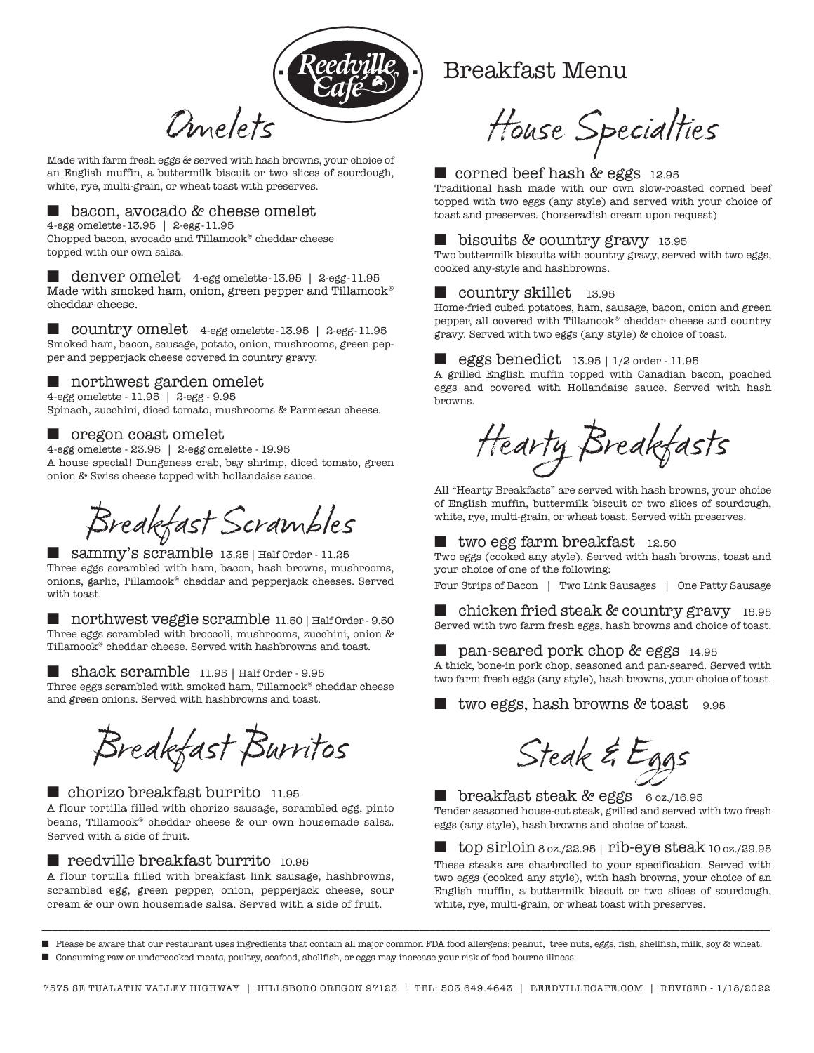# Reedville Café

# Breakfast Menu

## Omelets

Made with farm fresh eggs & served with hash browns, your choice of an English muffin, a buttermilk biscuit or two slices of sourdough, white, rye, multi-grain, or wheat toast with preserves.

### ■ bacon, avocado & cheese omelet

4-egg omelette - 13.95 | 2-egg - 11.95

Chopped bacon, avocado and Tillamook® cheddar cheese topped with our own salsa.

### ■ denver omelet 4-egg omelette - 13.95 | 2-egg - 11.95

Made with smoked ham, onion, green pepper and Tillamook® cheddar cheese.

### ■ country omelet 4-egg omelette - 13.95 | 2-egg - 11.95

Smoked ham, bacon, sausage, potato, onion, mushrooms, green pepper and pepperjack cheese covered in country gravy.

### ■ northwest garden omelet

4-egg omelette - 11.95 | 2-egg - 9.95

Spinach, zucchini, diced tomato, mushrooms & Parmesan cheese.

### ■ oregon coast omelet

4-egg omelette - 23.95 | 2-egg omelette - 19.95

A house special! Dungeness crab, bay shrimp, diced tomato, green onion & Swiss cheese topped with hollandaise sauce.

## Breakfast Scrambles

### ■ sammy's scramble 13.25 | Half Order - 11.25

Three eggs scrambled with ham, bacon, hash browns, mushrooms, onions, garlic, Tillamook® cheddar and pepperjack cheeses. Served with toast.

### ■ northwest veggie scramble 11.50 | Half Order - 9.50

Three eggs scrambled with broccoli, mushrooms, zucchini, onion & Tillamook® cheddar cheese. Served with hashbrowns and toast.

### ■ shack scramble 11.95 | Half Order - 9.95

Three eggs scrambled with smoked ham, Tillamook® cheddar cheese and green onions. Served with hashbrowns and toast.

## Breakfast Burritos

### ■ chorizo breakfast burrito 11.95

A flour tortilla filled with chorizo sausage, scrambled egg, pinto beans, Tillamook® cheddar cheese & our own housemade salsa. Served with a side of fruit.

### ■ reedville breakfast burrito 10.95

A flour tortilla filled with breakfast link sausage, hashbrowns, scrambled egg, green pepper, onion, pepperjack cheese, sour cream & our own housemade salsa. Served with a side of fruit.

## House Specialties

### ■ corned beef hash & eggs 12.95

Traditional hash made with our own slow-roasted corned beef topped with two eggs (any style) and served with your choice of toast and preserves. (horseradish cream upon request)

### ■ biscuits & country gravy 13.95

Two buttermilk biscuits with country gravy, served with two eggs, cooked any-style and hashbrowns.

### ■ country skillet 13.95

Home-fried cubed potatoes, ham, sausage, bacon, onion and green pepper, all covered with Tillamook® cheddar cheese and country gravy. Served with two eggs (any style) & choice of toast.

### ■ eggs benedict 13.95 | 1/2 order - 11.95

A grilled English muffin topped with Canadian bacon, poached eggs and covered with Hollandaise sauce. Served with hash browns.

## Hearty Breakfasts

All "Hearty Breakfasts" are served with hash browns, your choice of English muffin, buttermilk biscuit or two slices of sourdough, white, rye, multi-grain, or wheat toast. Served with preserves.

### ■ two egg farm breakfast 12.50

Two eggs (cooked any style). Served with hash browns, toast and your choice of one of the following:

Four Strips of Bacon | Two Link Sausages | One Patty Sausage

### ■ chicken fried steak & country gravy 15.95

Served with two farm fresh eggs, hash browns and choice of toast.

### ■ pan-seared pork chop & eggs 14.95

A thick, bone-in pork chop, seasoned and pan-seared. Served with two farm fresh eggs (any style), hash browns, your choice of toast.

### ■ two eggs, hash browns & toast 9.95

## Steak & Eggs

### ■ breakfast steak & eggs 6 oz./16.95

Tender seasoned house-cut steak, grilled and served with two fresh eggs (any style), hash browns and choice of toast.

### ■ top sirloin 8 oz./22.95 | rib-eye steak 10 oz./29.95

These steaks are charbroiled to your specification. Served with two eggs (cooked any style), with hash browns, your choice of an English muffin, a buttermilk biscuit or two slices of sourdough, white, rye, multi-grain, or wheat toast with preserves.

---

■ Please be aware that our restaurant uses ingredients that contain all major common FDA food allergens: peanut, tree nuts, eggs, fish, shellfish, milk, soy & wheat.

■ Consuming raw or undercooked meats, poultry, seafood, shellfish, or eggs may increase your risk of food-bourne illness.

7575 SE TUALATIN VALLEY HIGHWAY | HILLSBORO OREGON 97123 | TEL: 503.649.4643 | REEDVILLECAFE.COM | REVISED - 1/18/2022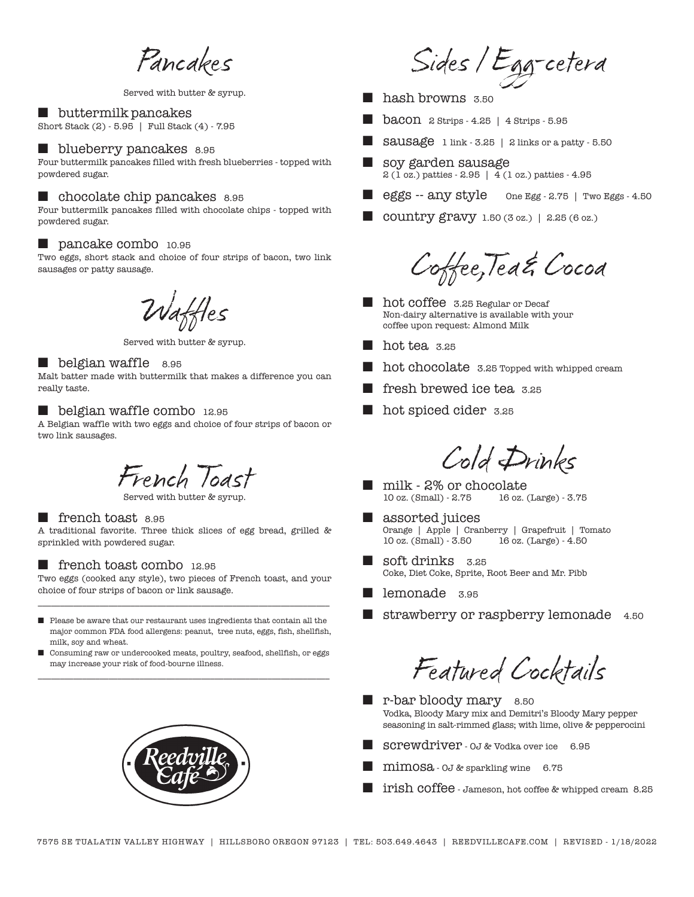# Pancakes

Served with butter & syrup.

- **buttermilk pancakes**
  Short Stack (2) - 5.95 | Full Stack (4) - 7.95

- **blueberry pancakes** 8.95
  Four buttermilk pancakes filled with fresh blueberries - topped with powdered sugar.

- **chocolate chip pancakes** 8.95
  Four buttermilk pancakes filled with chocolate chips - topped with powdered sugar.

- **pancake combo** 10.95
  Two eggs, short stack and choice of four strips of bacon, two link sausages or patty sausage.

# Waffles

Served with butter & syrup.

- **belgian waffle** 8.95
  Malt batter made with buttermilk that makes a difference you can really taste.

- **belgian waffle combo** 12.95
  A Belgian waffle with two eggs and choice of four strips of bacon or two link sausages.

# French Toast

Served with butter & syrup.

- **french toast** 8.95
  A traditional favorite. Three thick slices of egg bread, grilled & sprinkled with powdered sugar.

- **french toast combo** 12.95
  Two eggs (cooked any style), two pieces of French toast, and your choice of four strips of bacon or link sausage.

---

- Please be aware that our restaurant uses ingredients that contain all the major common FDA food allergens: peanut, tree nuts, eggs, fish, shellfish, milk, soy and wheat.
- Consuming raw or undercooked meats, poultry, seafood, shellfish, or eggs may increase your risk of food-bourne illness.

---

Reedville Café

# Sides / Egg-cetera

- **hash browns** 3.50
- **bacon** 2 Strips - 4.25 | 4 Strips - 5.95
- **sausage** 1 link - 3.25 | 2 links or a patty - 5.50
- **soy garden sausage**
  2 (1 oz.) patties - 2.95 | 4 (1 oz.) patties - 4.95
- **eggs -- any style** One Egg - 2.75 | Two Eggs - 4.50
- **country gravy** 1.50 (3 oz.) | 2.25 (6 oz.)

# Coffee, Tea & Cocoa

- **hot coffee** 3.25 Regular or Decaf
  Non-dairy alternative is available with your coffee upon request: Almond Milk
- **hot tea** 3.25
- **hot chocolate** 3.25 Topped with whipped cream
- **fresh brewed ice tea** 3.25
- **hot spiced cider** 3.25

# Cold Drinks

- **milk - 2% or chocolate**
  10 oz. (Small) - 2.75 16 oz. (Large) - 3.75
- **assorted juices**
  Orange | Apple | Cranberry | Grapefruit | Tomato
  10 oz. (Small) - 3.50 16 oz. (Large) - 4.50
- **soft drinks** 3.25
  Coke, Diet Coke, Sprite, Root Beer and Mr. Pibb
- **lemonade** 3.95
- **strawberry or raspberry lemonade** 4.50

# Featured Cocktails

- **r-bar bloody mary** 8.50
  Vodka, Bloody Mary mix and Demitri's Bloody Mary pepper seasoning in salt-rimmed glass; with lime, olive & pepperocini
- **screwdriver** - OJ & Vodka over ice 6.95
- **mimosa** - OJ & sparkling wine 6.75
- **irish coffee** - Jameson, hot coffee & whipped cream 8.25

7575 SE TUALATIN VALLEY HIGHWAY | HILLSBORO OREGON 97123 | TEL: 503.649.4643 | REEDVILLECAFE.COM | REVISED - 1/18/2022